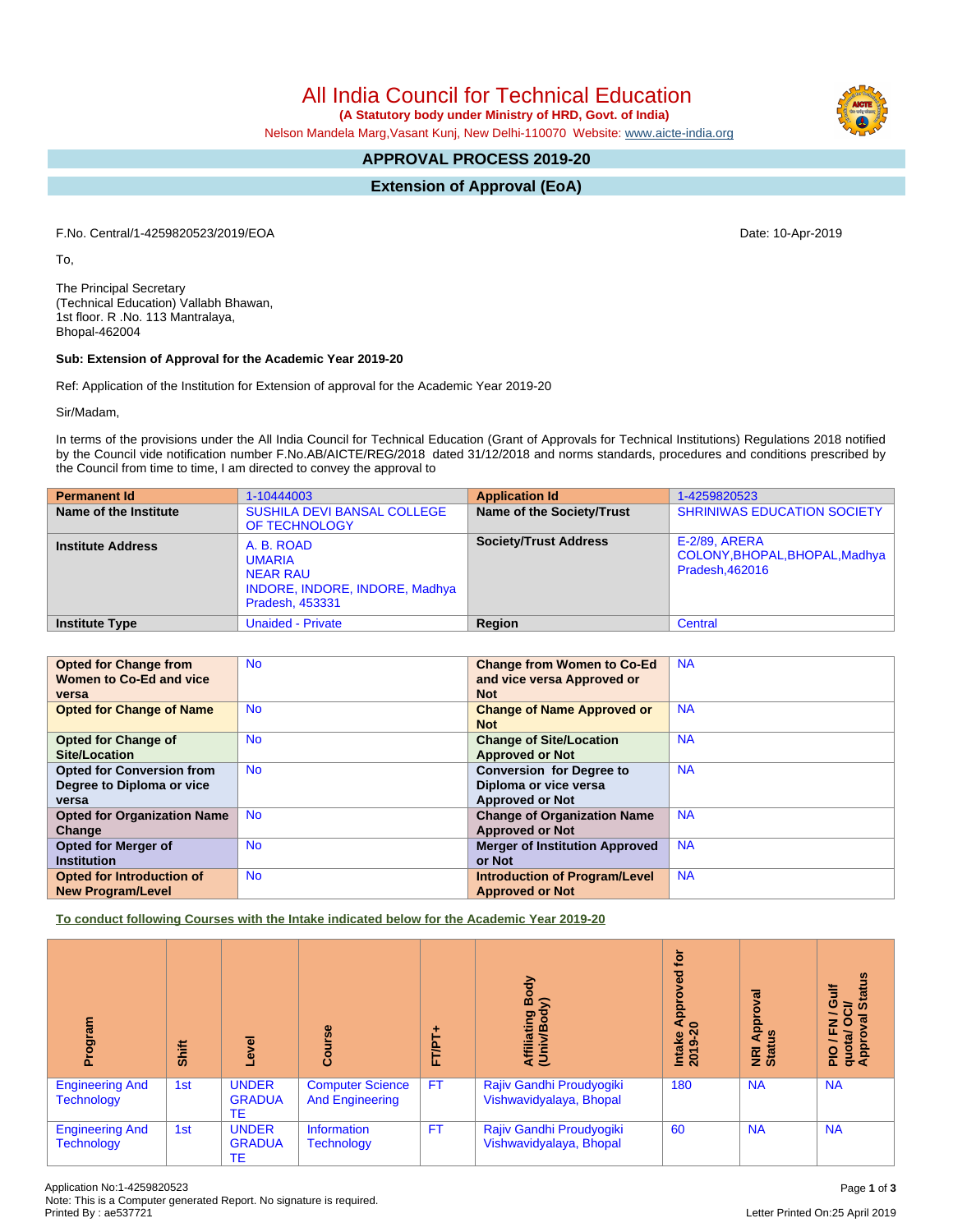# All India Council for Technical Education

**(A Statutory body under Ministry of HRD, Govt. of India)**

Nelson Mandela Marg,Vasant Kunj, New Delhi-110070 Website: www.aicte-india.org

## APPROVAL PROCESS 2019-20

## Extension of Approval (EoA)

F.No. Central/1-4259820523/2019/EOA

Date: 10-Apr-2019

To,

The Principal Secretary
(Technical Education) Vallabh Bhawan,
1st floor. R .No. 113 Mantralaya,
Bhopal-462004

**Sub: Extension of Approval for the Academic Year 2019-20**

Ref: Application of the Institution for Extension of approval for the Academic Year 2019-20

Sir/Madam,

In terms of the provisions under the All India Council for Technical Education (Grant of Approvals for Technical Institutions) Regulations 2018 notified by the Council vide notification number F.No.AB/AICTE/REG/2018 dated 31/12/2018 and norms standards, procedures and conditions prescribed by the Council from time to time, I am directed to convey the approval to

| **Permanent Id** | 1-10444003 | **Application Id** | 1-4259820523 |
|---|---|---|---|
| **Name of the Institute** | SUSHILA DEVI BANSAL COLLEGE OF TECHNOLOGY | **Name of the Society/Trust** | SHRINIWAS EDUCATION SOCIETY |
| **Institute Address** | A. B. ROAD UMARIA NEAR RAU INDORE, INDORE, INDORE, Madhya Pradesh, 453331 | **Society/Trust Address** | E-2/89, ARERA COLONY,BHOPAL,BHOPAL,Madhya Pradesh,462016 |
| **Institute Type** | Unaided - Private | **Region** | Central |

| **Opted for Change from Women to Co-Ed and vice versa** | No | **Change from Women to Co-Ed and vice versa Approved or Not** | NA |
|---|---|---|---|
| **Opted for Change of Name** | No | **Change of Name Approved or Not** | NA |
| **Opted for Change of Site/Location** | No | **Change of Site/Location Approved or Not** | NA |
| **Opted for Conversion from Degree to Diploma or vice versa** | No | **Conversion for Degree to Diploma or vice versa Approved or Not** | NA |
| **Opted for Organization Name Change** | No | **Change of Organization Name Approved or Not** | NA |
| **Opted for Merger of Institution** | No | **Merger of Institution Approved or Not** | NA |
| **Opted for Introduction of New Program/Level** | No | **Introduction of Program/Level Approved or Not** | NA |

**To conduct following Courses with the Intake indicated below for the Academic Year 2019-20**

| Program | Shift | Level | Course | FT/PT+ | Affiliating Body (Univ/Body) | Intake Approved for 2019-20 | NRI Approval Status | PIO / FN / Gulf quota/ OCI/ Approval Status |
|---|---|---|---|---|---|---|---|---|
| Engineering And Technology | 1st | UNDER GRADUATE | Computer Science And Engineering | FT | Rajiv Gandhi Proudyogiki Vishwavidyalaya, Bhopal | 180 | NA | NA |
| Engineering And Technology | 1st | UNDER GRADUATE | Information Technology | FT | Rajiv Gandhi Proudyogiki Vishwavidyalaya, Bhopal | 60 | NA | NA |

Application No:1-4259820523
Note: This is a Computer generated Report. No signature is required.
Printed By : ae537721

Letter Printed On:25 April 2019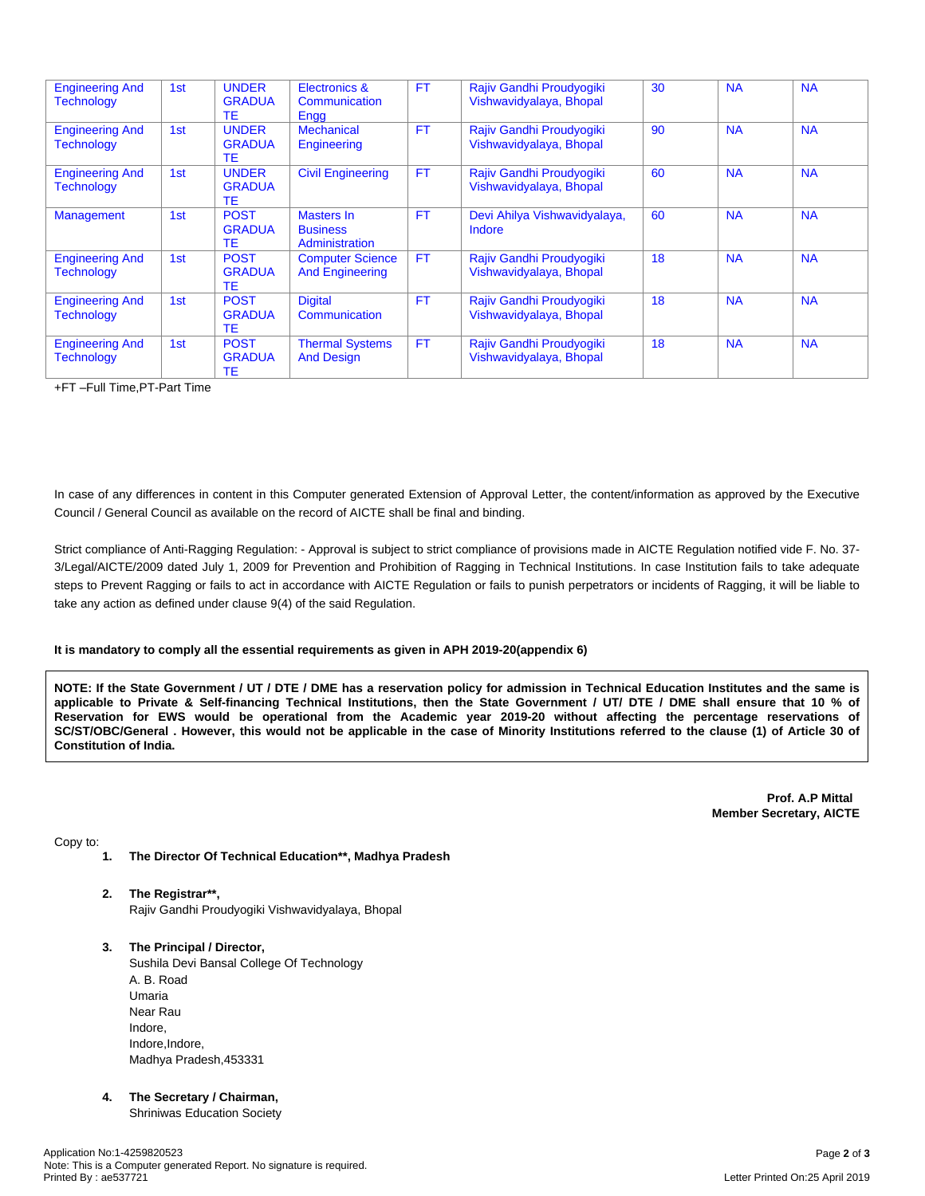| Engineering And Technology | 1st | UNDER GRADUATE | Electronics & Communication Engg | FT | Rajiv Gandhi Proudyogiki Vishwavidyalaya, Bhopal | 30 | NA | NA |
|---|---|---|---|---|---|---|---|---|
| Engineering And Technology | 1st | UNDER GRADUATE | Mechanical Engineering | FT | Rajiv Gandhi Proudyogiki Vishwavidyalaya, Bhopal | 90 | NA | NA |
| Engineering And Technology | 1st | UNDER GRADUATE | Civil Engineering | FT | Rajiv Gandhi Proudyogiki Vishwavidyalaya, Bhopal | 60 | NA | NA |
| Management | 1st | POST GRADUATE | Masters In Business Administration | FT | Devi Ahilya Vishwavidyalaya, Indore | 60 | NA | NA |
| Engineering And Technology | 1st | POST GRADUATE | Computer Science And Engineering | FT | Rajiv Gandhi Proudyogiki Vishwavidyalaya, Bhopal | 18 | NA | NA |
| Engineering And Technology | 1st | POST GRADUATE | Digital Communication | FT | Rajiv Gandhi Proudyogiki Vishwavidyalaya, Bhopal | 18 | NA | NA |
| Engineering And Technology | 1st | POST GRADUATE | Thermal Systems And Design | FT | Rajiv Gandhi Proudyogiki Vishwavidyalaya, Bhopal | 18 | NA | NA |

+FT –Full Time,PT-Part Time

In case of any differences in content in this Computer generated Extension of Approval Letter, the content/information as approved by the Executive Council / General Council as available on the record of AICTE shall be final and binding.

Strict compliance of Anti-Ragging Regulation: - Approval is subject to strict compliance of provisions made in AICTE Regulation notified vide F. No. 37-3/Legal/AICTE/2009 dated July 1, 2009 for Prevention and Prohibition of Ragging in Technical Institutions. In case Institution fails to take adequate steps to Prevent Ragging or fails to act in accordance with AICTE Regulation or fails to punish perpetrators or incidents of Ragging, it will be liable to take any action as defined under clause 9(4) of the said Regulation.

**It is mandatory to comply all the essential requirements as given in APH 2019-20(appendix 6)**

**NOTE: If the State Government / UT / DTE / DME has a reservation policy for admission in Technical Education Institutes and the same is applicable to Private & Self-financing Technical Institutions, then the State Government / UT/ DTE / DME shall ensure that 10 % of Reservation for EWS would be operational from the Academic year 2019-20 without affecting the percentage reservations of SC/ST/OBC/General . However, this would not be applicable in the case of Minority Institutions referred to the clause (1) of Article 30 of Constitution of India.**

**Prof. A.P Mittal**
**Member Secretary, AICTE**

Copy to:

1. **The Director Of Technical Education\*\*, Madhya Pradesh**

2. **The Registrar\*\*,**
   Rajiv Gandhi Proudyogiki Vishwavidyalaya, Bhopal

3. **The Principal / Director,**
   Sushila Devi Bansal College Of Technology
   A. B. Road
   Umaria
   Near Rau
   Indore,
   Indore,Indore,
   Madhya Pradesh,453331

4. **The Secretary / Chairman,**
   Shriniwas Education Society

Application No:1-4259820523
Note: This is a Computer generated Report. No signature is required.
Printed By : ae537721
Letter Printed On:25 April 2019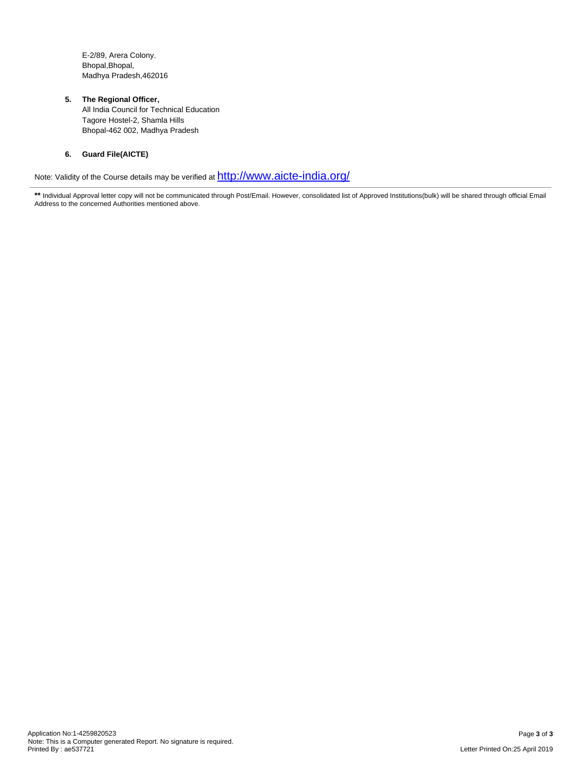E-2/89, Arera Colony.
Bhopal,Bhopal,
Madhya Pradesh,462016

5. **The Regional Officer,**
   All India Council for Technical Education
   Tagore Hostel-2, Shamla Hills
   Bhopal-462 002, Madhya Pradesh

6. **Guard File(AICTE)**

Note: Validity of the Course details may be verified at http://www.aicte-india.org/

---

**\*\*** Individual Approval letter copy will not be communicated through Post/Email. However, consolidated list of Approved Institutions(bulk) will be shared through official Email Address to the concerned Authorities mentioned above.

Application No:1-4259820523
Note: This is a Computer generated Report. No signature is required.
Printed By : ae537721

Letter Printed On:25 April 2019